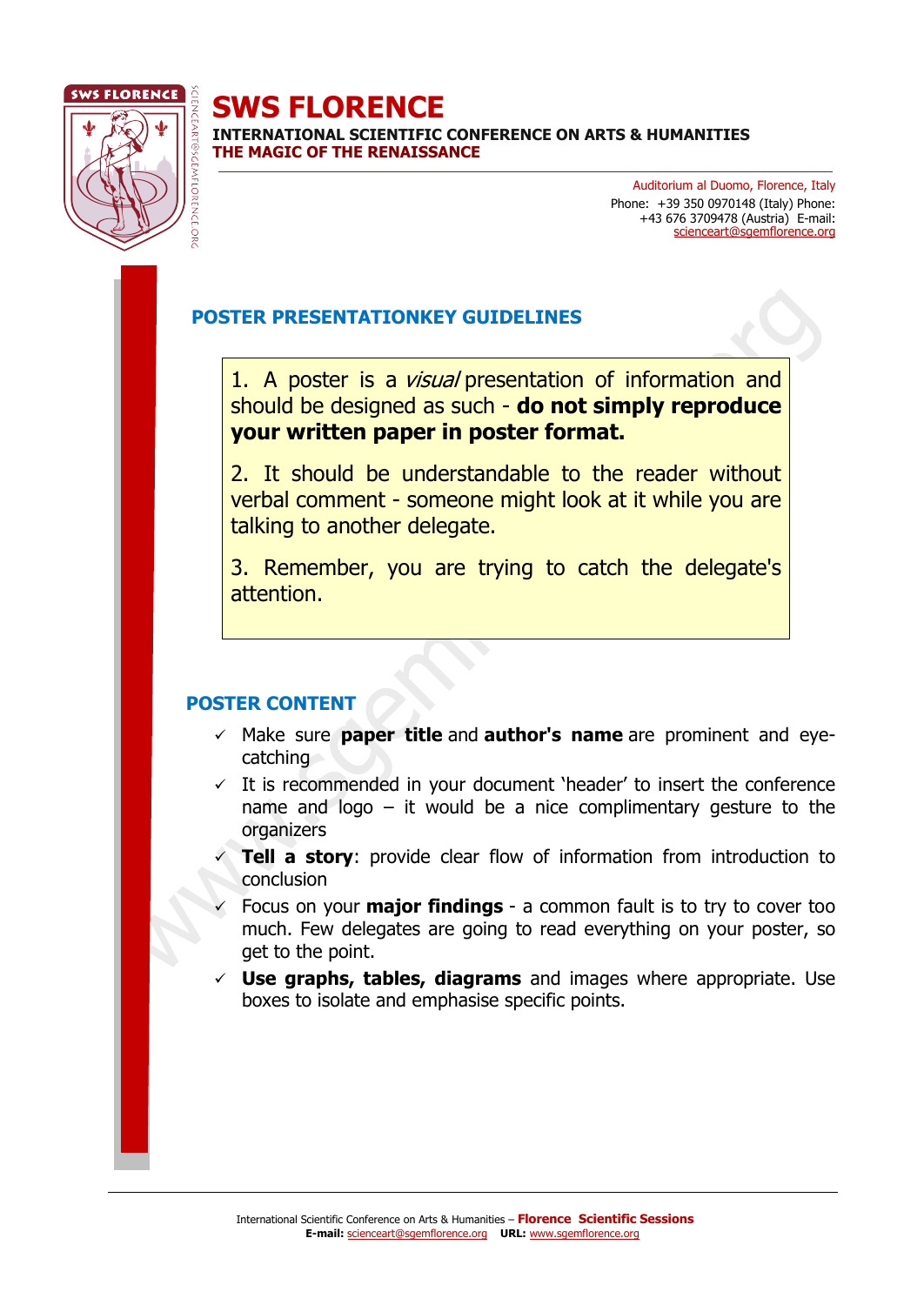# SWS FLORENCE

**INTERNATIONAL SCIENTIFIC CONFERENCE ON ARTS & HUMANITIES**
**THE MAGIC OF THE RENAISSANCE**

Auditorium al Duomo, Florence, Italy
Phone: +39 350 0970148 (Italy) Phone: +43 676 3709478 (Austria) E-mail: scienceart@sgemflorence.org

## POSTER PRESENTATIONKEY GUIDELINES

1. A poster is a *visual* presentation of information and should be designed as such - **do not simply reproduce your written paper in poster format.**

2. It should be understandable to the reader without verbal comment - someone might look at it while you are talking to another delegate.

3. Remember, you are trying to catch the delegate's attention.

## POSTER CONTENT

- ✓ Make sure **paper title** and **author's name** are prominent and eye-catching
- ✓ It is recommended in your document 'header' to insert the conference name and logo – it would be a nice complimentary gesture to the organizers
- ✓ **Tell a story**: provide clear flow of information from introduction to conclusion
- ✓ Focus on your **major findings** - a common fault is to try to cover too much. Few delegates are going to read everything on your poster, so get to the point.
- ✓ **Use graphs, tables, diagrams** and images where appropriate. Use boxes to isolate and emphasise specific points.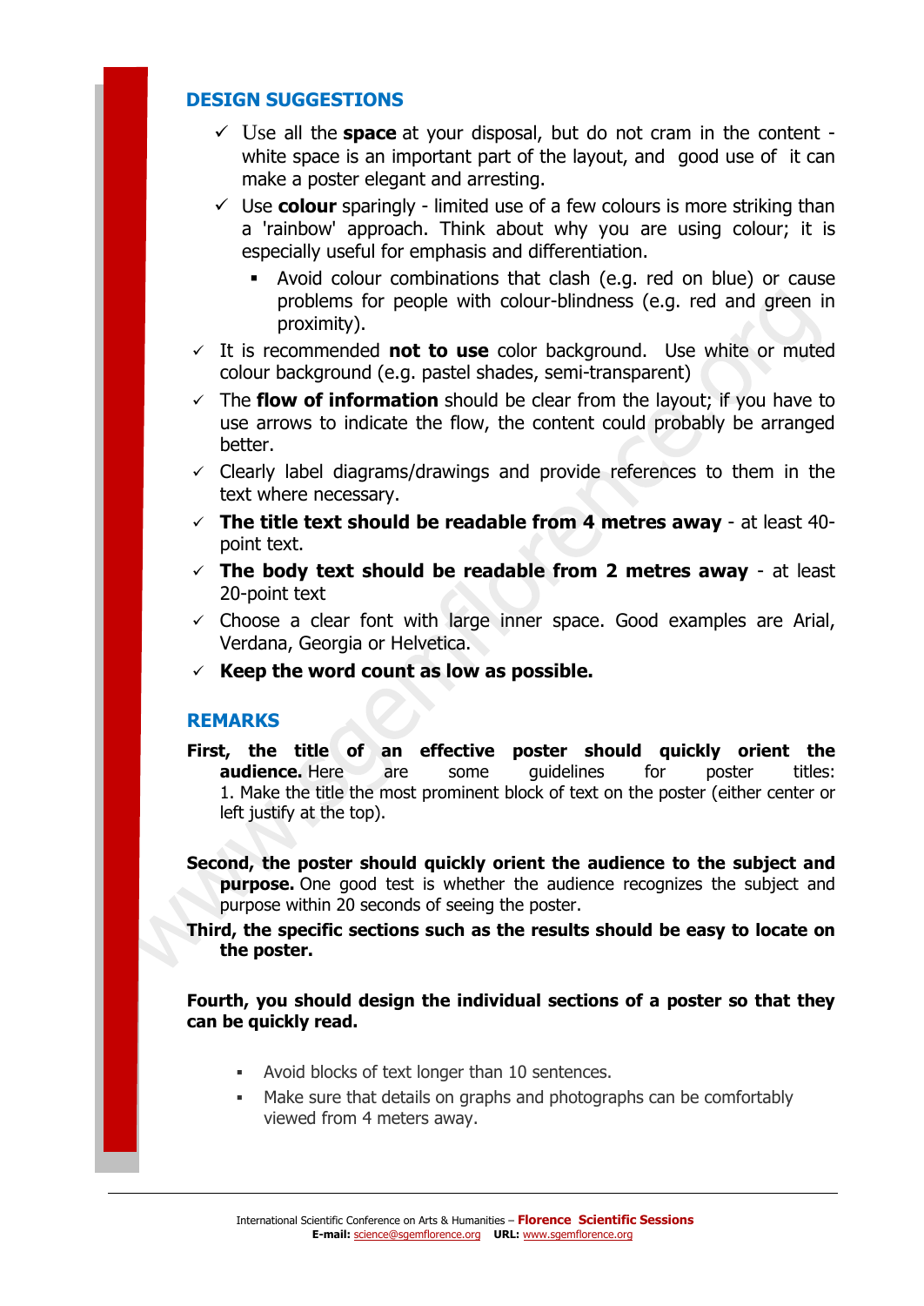## DESIGN SUGGESTIONS

- ✓ Use all the **space** at your disposal, but do not cram in the content - white space is an important part of the layout, and good use of it can make a poster elegant and arresting.
- ✓ Use **colour** sparingly - limited use of a few colours is more striking than a 'rainbow' approach. Think about why you are using colour; it is especially useful for emphasis and differentiation.
  - Avoid colour combinations that clash (e.g. red on blue) or cause problems for people with colour-blindness (e.g. red and green in proximity).
- ✓ It is recommended **not to use** color background. Use white or muted colour background (e.g. pastel shades, semi-transparent)
- ✓ The **flow of information** should be clear from the layout; if you have to use arrows to indicate the flow, the content could probably be arranged better.
- ✓ Clearly label diagrams/drawings and provide references to them in the text where necessary.
- ✓ **The title text should be readable from 4 metres away** - at least 40-point text.
- ✓ **The body text should be readable from 2 metres away** - at least 20-point text
- ✓ Choose a clear font with large inner space. Good examples are Arial, Verdana, Georgia or Helvetica.
- ✓ **Keep the word count as low as possible.**

## REMARKS

**First, the title of an effective poster should quickly orient the audience.** Here are some guidelines for poster titles: 1. Make the title the most prominent block of text on the poster (either center or left justify at the top).

**Second, the poster should quickly orient the audience to the subject and purpose.** One good test is whether the audience recognizes the subject and purpose within 20 seconds of seeing the poster.

**Third, the specific sections such as the results should be easy to locate on the poster.**

**Fourth, you should design the individual sections of a poster so that they can be quickly read.**

- Avoid blocks of text longer than 10 sentences.
- Make sure that details on graphs and photographs can be comfortably viewed from 4 meters away.